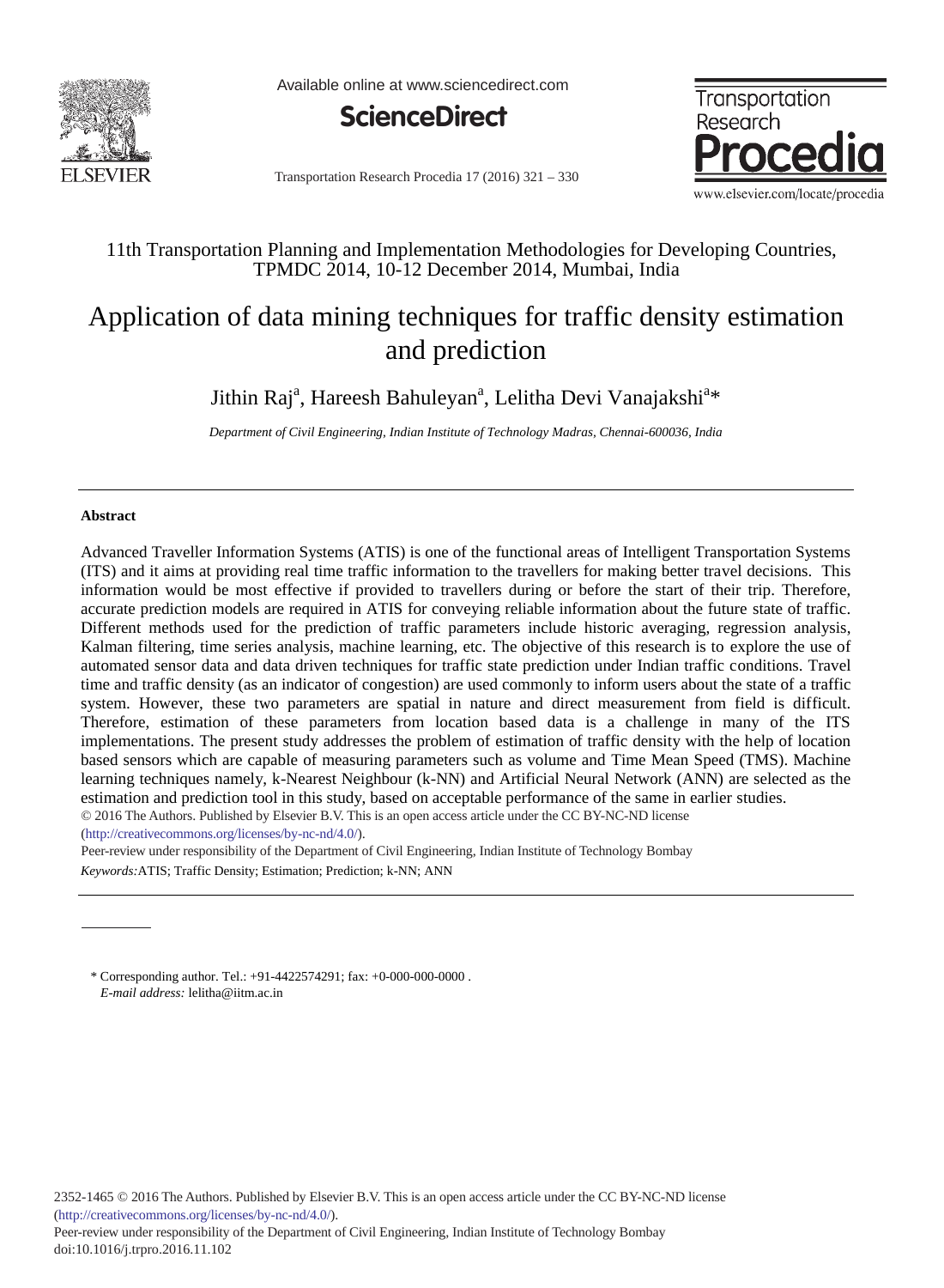Available online at www.sciencedirect.com

**ScienceDirect**

www.elsevier.com/locate/procedia

11th Transportation Planning and Implementation Methodologies for Developing Countries, TPMDC 2014, 10-12 December 2014, Mumbai, India

# Application of data mining techniques for traffic density estimation and prediction

Jithin Raj[a], Hareesh Bahuleyan[a], Lelitha Devi Vanajakshi[a]*

*Department of Civil Engineering, Indian Institute of Technology Madras, Chennai-600036, India*

## Abstract

Advanced Traveller Information Systems (ATIS) is one of the functional areas of Intelligent Transportation Systems (ITS) and it aims at providing real time traffic information to the travellers for making better travel decisions. This information would be most effective if provided to travellers during or before the start of their trip. Therefore, accurate prediction models are required in ATIS for conveying reliable information about the future state of traffic. Different methods used for the prediction of traffic parameters include historic averaging, regression analysis, Kalman filtering, time series analysis, machine learning, etc. The objective of this research is to explore the use of automated sensor data and data driven techniques for traffic state prediction under Indian traffic conditions. Travel time and traffic density (as an indicator of congestion) are used commonly to inform users about the state of a traffic system. However, these two parameters are spatial in nature and direct measurement from field is difficult. Therefore, estimation of these parameters from location based data is a challenge in many of the ITS implementations. The present study addresses the problem of estimation of traffic density with the help of location based sensors which are capable of measuring parameters such as volume and Time Mean Speed (TMS). Machine learning techniques namely, k-Nearest Neighbour (k-NN) and Artificial Neural Network (ANN) are selected as the estimation and prediction tool in this study, based on acceptable performance of the same in earlier studies.

© 2016 The Authors. Published by Elsevier B.V. This is an open access article under the CC BY-NC-ND license (http://creativecommons.org/licenses/by-nc-nd/4.0/).

Peer-review under responsibility of the Department of Civil Engineering, Indian Institute of Technology Bombay

*Keywords:* ATIS; Traffic Density; Estimation; Prediction; k-NN; ANN

---

\* Corresponding author. Tel.: +91-4422574291; fax: +0-000-000-0000 .
*E-mail address:* lelitha@iitm.ac.in

2352-1465 © 2016 The Authors. Published by Elsevier B.V. This is an open access article under the CC BY-NC-ND license (http://creativecommons.org/licenses/by-nc-nd/4.0/).
Peer-review under responsibility of the Department of Civil Engineering, Indian Institute of Technology Bombay
doi:10.1016/j.trpro.2016.11.102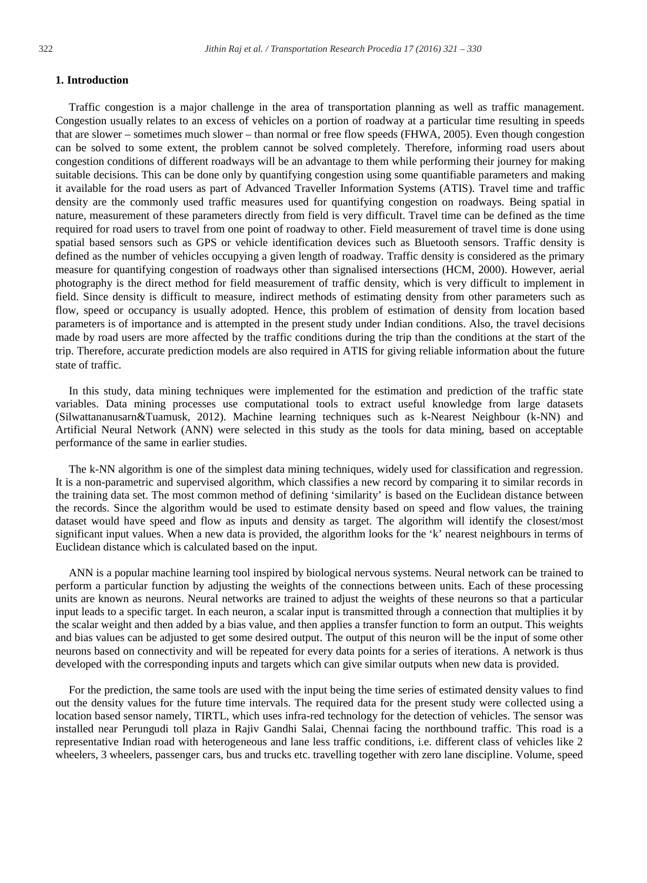## 1. Introduction

Traffic congestion is a major challenge in the area of transportation planning as well as traffic management. Congestion usually relates to an excess of vehicles on a portion of roadway at a particular time resulting in speeds that are slower – sometimes much slower – than normal or free flow speeds (FHWA, 2005). Even though congestion can be solved to some extent, the problem cannot be solved completely. Therefore, informing road users about congestion conditions of different roadways will be an advantage to them while performing their journey for making suitable decisions. This can be done only by quantifying congestion using some quantifiable parameters and making it available for the road users as part of Advanced Traveller Information Systems (ATIS). Travel time and traffic density are the commonly used traffic measures used for quantifying congestion on roadways. Being spatial in nature, measurement of these parameters directly from field is very difficult. Travel time can be defined as the time required for road users to travel from one point of roadway to other. Field measurement of travel time is done using spatial based sensors such as GPS or vehicle identification devices such as Bluetooth sensors. Traffic density is defined as the number of vehicles occupying a given length of roadway. Traffic density is considered as the primary measure for quantifying congestion of roadways other than signalised intersections (HCM, 2000). However, aerial photography is the direct method for field measurement of traffic density, which is very difficult to implement in field. Since density is difficult to measure, indirect methods of estimating density from other parameters such as flow, speed or occupancy is usually adopted. Hence, this problem of estimation of density from location based parameters is of importance and is attempted in the present study under Indian conditions. Also, the travel decisions made by road users are more affected by the traffic conditions during the trip than the conditions at the start of the trip. Therefore, accurate prediction models are also required in ATIS for giving reliable information about the future state of traffic.

In this study, data mining techniques were implemented for the estimation and prediction of the traffic state variables. Data mining processes use computational tools to extract useful knowledge from large datasets (Silwattananusarn&Tuamusk, 2012). Machine learning techniques such as k-Nearest Neighbour (k-NN) and Artificial Neural Network (ANN) were selected in this study as the tools for data mining, based on acceptable performance of the same in earlier studies.

The k-NN algorithm is one of the simplest data mining techniques, widely used for classification and regression. It is a non-parametric and supervised algorithm, which classifies a new record by comparing it to similar records in the training data set. The most common method of defining 'similarity' is based on the Euclidean distance between the records. Since the algorithm would be used to estimate density based on speed and flow values, the training dataset would have speed and flow as inputs and density as target. The algorithm will identify the closest/most significant input values. When a new data is provided, the algorithm looks for the 'k' nearest neighbours in terms of Euclidean distance which is calculated based on the input.

ANN is a popular machine learning tool inspired by biological nervous systems. Neural network can be trained to perform a particular function by adjusting the weights of the connections between units. Each of these processing units are known as neurons. Neural networks are trained to adjust the weights of these neurons so that a particular input leads to a specific target. In each neuron, a scalar input is transmitted through a connection that multiplies it by the scalar weight and then added by a bias value, and then applies a transfer function to form an output. This weights and bias values can be adjusted to get some desired output. The output of this neuron will be the input of some other neurons based on connectivity and will be repeated for every data points for a series of iterations. A network is thus developed with the corresponding inputs and targets which can give similar outputs when new data is provided.

For the prediction, the same tools are used with the input being the time series of estimated density values to find out the density values for the future time intervals. The required data for the present study were collected using a location based sensor namely, TIRTL, which uses infra-red technology for the detection of vehicles. The sensor was installed near Perungudi toll plaza in Rajiv Gandhi Salai, Chennai facing the northbound traffic. This road is a representative Indian road with heterogeneous and lane less traffic conditions, i.e. different class of vehicles like 2 wheelers, 3 wheelers, passenger cars, bus and trucks etc. travelling together with zero lane discipline. Volume, speed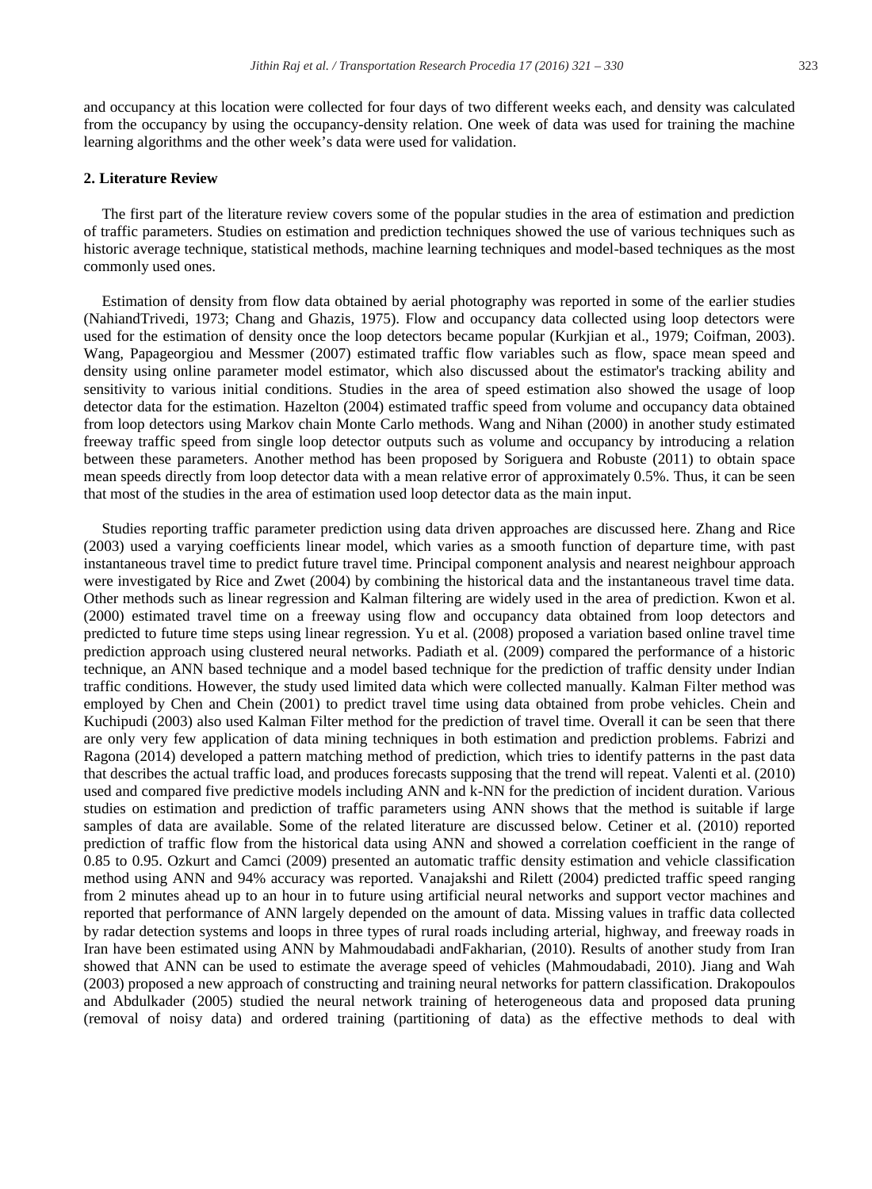and occupancy at this location were collected for four days of two different weeks each, and density was calculated from the occupancy by using the occupancy-density relation. One week of data was used for training the machine learning algorithms and the other week's data were used for validation.

## 2. Literature Review

The first part of the literature review covers some of the popular studies in the area of estimation and prediction of traffic parameters. Studies on estimation and prediction techniques showed the use of various techniques such as historic average technique, statistical methods, machine learning techniques and model-based techniques as the most commonly used ones.

Estimation of density from flow data obtained by aerial photography was reported in some of the earlier studies (NahiandTrivedi, 1973; Chang and Ghazis, 1975). Flow and occupancy data collected using loop detectors were used for the estimation of density once the loop detectors became popular (Kurkjian et al., 1979; Coifman, 2003). Wang, Papageorgiou and Messmer (2007) estimated traffic flow variables such as flow, space mean speed and density using online parameter model estimator, which also discussed about the estimator's tracking ability and sensitivity to various initial conditions. Studies in the area of speed estimation also showed the usage of loop detector data for the estimation. Hazelton (2004) estimated traffic speed from volume and occupancy data obtained from loop detectors using Markov chain Monte Carlo methods. Wang and Nihan (2000) in another study estimated freeway traffic speed from single loop detector outputs such as volume and occupancy by introducing a relation between these parameters. Another method has been proposed by Soriguera and Robuste (2011) to obtain space mean speeds directly from loop detector data with a mean relative error of approximately 0.5%. Thus, it can be seen that most of the studies in the area of estimation used loop detector data as the main input.

Studies reporting traffic parameter prediction using data driven approaches are discussed here. Zhang and Rice (2003) used a varying coefficients linear model, which varies as a smooth function of departure time, with past instantaneous travel time to predict future travel time. Principal component analysis and nearest neighbour approach were investigated by Rice and Zwet (2004) by combining the historical data and the instantaneous travel time data. Other methods such as linear regression and Kalman filtering are widely used in the area of prediction. Kwon et al. (2000) estimated travel time on a freeway using flow and occupancy data obtained from loop detectors and predicted to future time steps using linear regression. Yu et al. (2008) proposed a variation based online travel time prediction approach using clustered neural networks. Padiath et al. (2009) compared the performance of a historic technique, an ANN based technique and a model based technique for the prediction of traffic density under Indian traffic conditions. However, the study used limited data which were collected manually. Kalman Filter method was employed by Chen and Chein (2001) to predict travel time using data obtained from probe vehicles. Chein and Kuchipudi (2003) also used Kalman Filter method for the prediction of travel time. Overall it can be seen that there are only very few application of data mining techniques in both estimation and prediction problems. Fabrizi and Ragona (2014) developed a pattern matching method of prediction, which tries to identify patterns in the past data that describes the actual traffic load, and produces forecasts supposing that the trend will repeat. Valenti et al. (2010) used and compared five predictive models including ANN and k-NN for the prediction of incident duration. Various studies on estimation and prediction of traffic parameters using ANN shows that the method is suitable if large samples of data are available. Some of the related literature are discussed below. Cetiner et al. (2010) reported prediction of traffic flow from the historical data using ANN and showed a correlation coefficient in the range of 0.85 to 0.95. Ozkurt and Camci (2009) presented an automatic traffic density estimation and vehicle classification method using ANN and 94% accuracy was reported. Vanajakshi and Rilett (2004) predicted traffic speed ranging from 2 minutes ahead up to an hour in to future using artificial neural networks and support vector machines and reported that performance of ANN largely depended on the amount of data. Missing values in traffic data collected by radar detection systems and loops in three types of rural roads including arterial, highway, and freeway roads in Iran have been estimated using ANN by Mahmoudabadi andFakharian, (2010). Results of another study from Iran showed that ANN can be used to estimate the average speed of vehicles (Mahmoudabadi, 2010). Jiang and Wah (2003) proposed a new approach of constructing and training neural networks for pattern classification. Drakopoulos and Abdulkader (2005) studied the neural network training of heterogeneous data and proposed data pruning (removal of noisy data) and ordered training (partitioning of data) as the effective methods to deal with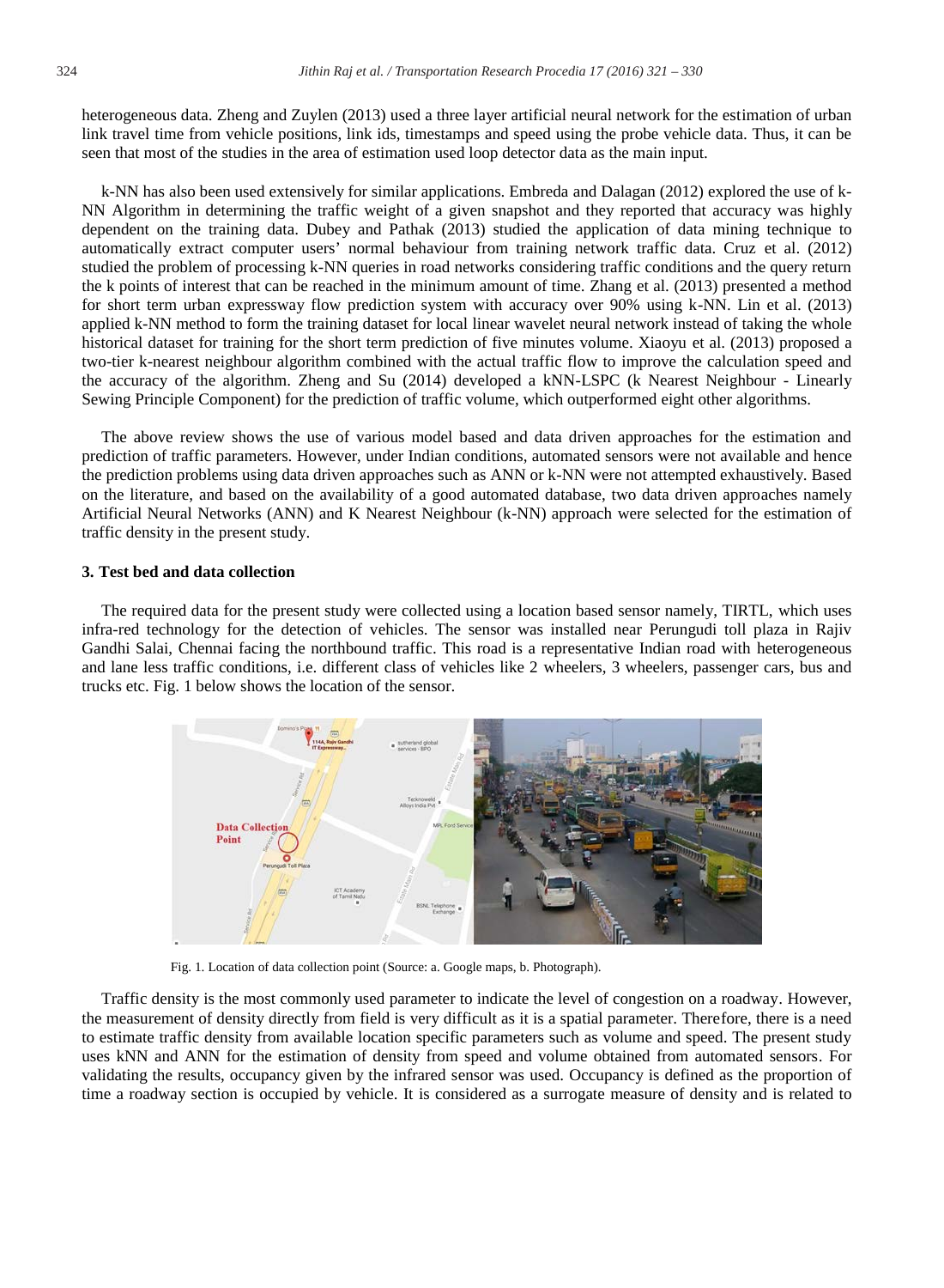heterogeneous data. Zheng and Zuylen (2013) used a three layer artificial neural network for the estimation of urban link travel time from vehicle positions, link ids, timestamps and speed using the probe vehicle data. Thus, it can be seen that most of the studies in the area of estimation used loop detector data as the main input.

k-NN has also been used extensively for similar applications. Embreda and Dalagan (2012) explored the use of k-NN Algorithm in determining the traffic weight of a given snapshot and they reported that accuracy was highly dependent on the training data. Dubey and Pathak (2013) studied the application of data mining technique to automatically extract computer users' normal behaviour from training network traffic data. Cruz et al. (2012) studied the problem of processing k-NN queries in road networks considering traffic conditions and the query return the k points of interest that can be reached in the minimum amount of time. Zhang et al. (2013) presented a method for short term urban expressway flow prediction system with accuracy over 90% using k-NN. Lin et al. (2013) applied k-NN method to form the training dataset for local linear wavelet neural network instead of taking the whole historical dataset for training for the short term prediction of five minutes volume. Xiaoyu et al. (2013) proposed a two-tier k-nearest neighbour algorithm combined with the actual traffic flow to improve the calculation speed and the accuracy of the algorithm. Zheng and Su (2014) developed a kNN-LSPC (k Nearest Neighbour - Linearly Sewing Principle Component) for the prediction of traffic volume, which outperformed eight other algorithms.

The above review shows the use of various model based and data driven approaches for the estimation and prediction of traffic parameters. However, under Indian conditions, automated sensors were not available and hence the prediction problems using data driven approaches such as ANN or k-NN were not attempted exhaustively. Based on the literature, and based on the availability of a good automated database, two data driven approaches namely Artificial Neural Networks (ANN) and K Nearest Neighbour (k-NN) approach were selected for the estimation of traffic density in the present study.

## 3. Test bed and data collection

The required data for the present study were collected using a location based sensor namely, TIRTL, which uses infra-red technology for the detection of vehicles. The sensor was installed near Perungudi toll plaza in Rajiv Gandhi Salai, Chennai facing the northbound traffic. This road is a representative Indian road with heterogeneous and lane less traffic conditions, i.e. different class of vehicles like 2 wheelers, 3 wheelers, passenger cars, bus and trucks etc. Fig. 1 below shows the location of the sensor.

Fig. 1. Location of data collection point (Source: a. Google maps, b. Photograph).

Traffic density is the most commonly used parameter to indicate the level of congestion on a roadway. However, the measurement of density directly from field is very difficult as it is a spatial parameter. Therefore, there is a need to estimate traffic density from available location specific parameters such as volume and speed. The present study uses kNN and ANN for the estimation of density from speed and volume obtained from automated sensors. For validating the results, occupancy given by the infrared sensor was used. Occupancy is defined as the proportion of time a roadway section is occupied by vehicle. It is considered as a surrogate measure of density and is related to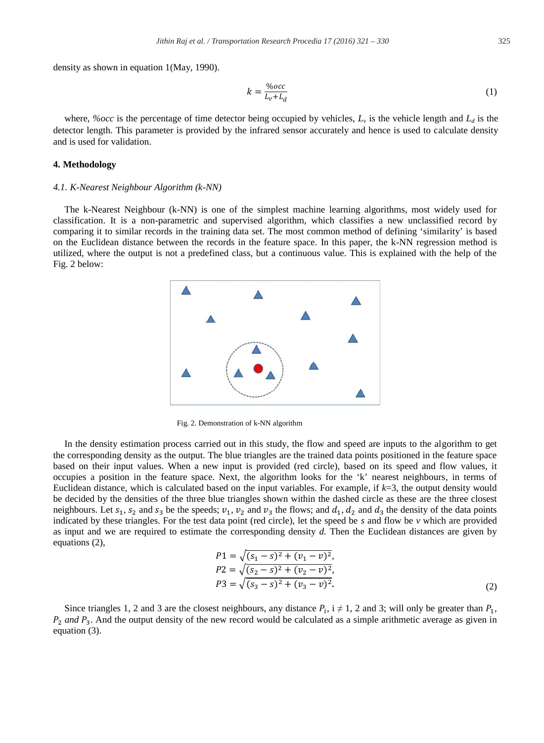density as shown in equation 1(May, 1990).

$$k = \frac{\%occ}{L_v + L_d} \tag{1}$$

where, *%occ* is the percentage of time detector being occupied by vehicles, $L_v$ is the vehicle length and $L_d$ is the detector length. This parameter is provided by the infrared sensor accurately and hence is used to calculate density and is used for validation.

## 4. Methodology

### *4.1. K-Nearest Neighbour Algorithm (k-NN)*

The k-Nearest Neighbour (k-NN) is one of the simplest machine learning algorithms, most widely used for classification. It is a non-parametric and supervised algorithm, which classifies a new unclassified record by comparing it to similar records in the training data set. The most common method of defining 'similarity' is based on the Euclidean distance between the records in the feature space. In this paper, the k-NN regression method is utilized, where the output is not a predefined class, but a continuous value. This is explained with the help of the Fig. 2 below:

Fig. 2. Demonstration of k-NN algorithm

In the density estimation process carried out in this study, the flow and speed are inputs to the algorithm to get the corresponding density as the output. The blue triangles are the trained data points positioned in the feature space based on their input values. When a new input is provided (red circle), based on its speed and flow values, it occupies a position in the feature space. Next, the algorithm looks for the 'k' nearest neighbours, in terms of Euclidean distance, which is calculated based on the input variables. For example, if $k$=3, the output density would be decided by the densities of the three blue triangles shown within the dashed circle as these are the three closest neighbours. Let $s_1$, $s_2$ and $s_3$ be the speeds; $v_1$, $v_2$ and $v_3$ the flows; and $d_1$, $d_2$ and $d_3$ the density of the data points indicated by these triangles. For the test data point (red circle), let the speed be $s$ and flow be $v$ which are provided as input and we are required to estimate the corresponding density $d$. Then the Euclidean distances are given by equations (2),

$$\begin{aligned} P1 &= \sqrt{(s_1 - s)^2 + (v_1 - v)^2}, \\ P2 &= \sqrt{(s_2 - s)^2 + (v_2 - v)^2}, \\ P3 &= \sqrt{(s_3 - s)^2 + (v_3 - v)^2}. \end{aligned} \tag{2}$$

Since triangles 1, 2 and 3 are the closest neighbours, any distance $P_i$, i ≠ 1, 2 and 3; will only be greater than $P_1$, $P_2$ *and* $P_3$. And the output density of the new record would be calculated as a simple arithmetic average as given in equation (3).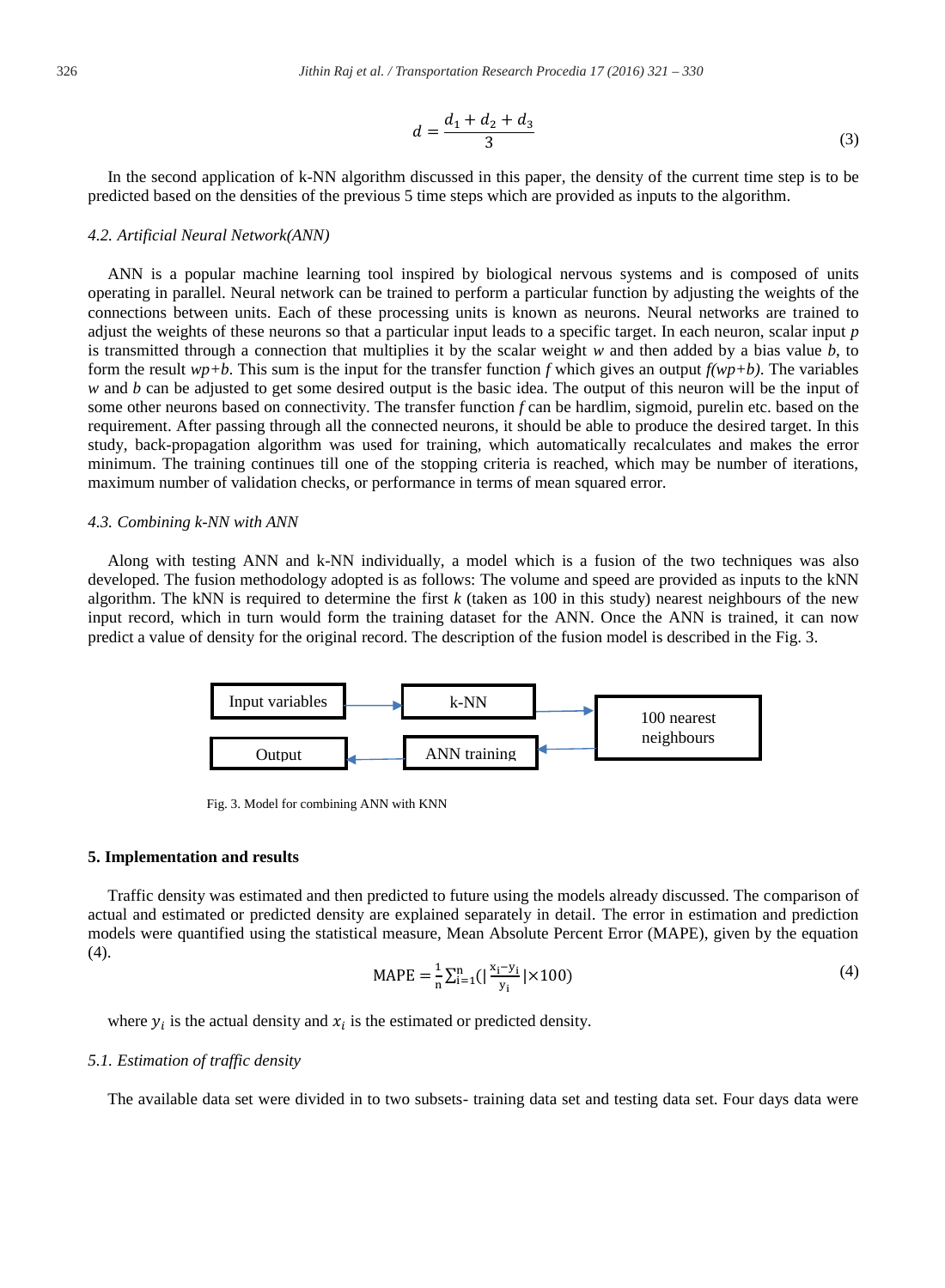$$d = \frac{d_1 + d_2 + d_3}{3} \tag{3}$$

In the second application of k-NN algorithm discussed in this paper, the density of the current time step is to be predicted based on the densities of the previous 5 time steps which are provided as inputs to the algorithm.

### *4.2. Artificial Neural Network(ANN)*

ANN is a popular machine learning tool inspired by biological nervous systems and is composed of units operating in parallel. Neural network can be trained to perform a particular function by adjusting the weights of the connections between units. Each of these processing units is known as neurons. Neural networks are trained to adjust the weights of these neurons so that a particular input leads to a specific target. In each neuron, scalar input $p$ is transmitted through a connection that multiplies it by the scalar weight $w$ and then added by a bias value $b$, to form the result $wp+b$. This sum is the input for the transfer function $f$ which gives an output $f(wp+b)$. The variables $w$ and $b$ can be adjusted to get some desired output is the basic idea. The output of this neuron will be the input of some other neurons based on connectivity. The transfer function $f$ can be hardlim, sigmoid, purelin etc. based on the requirement. After passing through all the connected neurons, it should be able to produce the desired target. In this study, back-propagation algorithm was used for training, which automatically recalculates and makes the error minimum. The training continues till one of the stopping criteria is reached, which may be number of iterations, maximum number of validation checks, or performance in terms of mean squared error.

### *4.3. Combining k-NN with ANN*

Along with testing ANN and k-NN individually, a model which is a fusion of the two techniques was also developed. The fusion methodology adopted is as follows: The volume and speed are provided as inputs to the kNN algorithm. The kNN is required to determine the first $k$ (taken as 100 in this study) nearest neighbours of the new input record, which in turn would form the training dataset for the ANN. Once the ANN is trained, it can now predict a value of density for the original record. The description of the fusion model is described in the Fig. 3.

Input variables

k-NN

100 nearest neighbours

ANN training

Output

Fig. 3. Model for combining ANN with KNN

## 5. Implementation and results

Traffic density was estimated and then predicted to future using the models already discussed. The comparison of actual and estimated or predicted density are explained separately in detail. The error in estimation and prediction models were quantified using the statistical measure, Mean Absolute Percent Error (MAPE), given by the equation (4).

$$\text{MAPE} = \frac{1}{n}\sum_{i=1}^{n}\left(\left|\frac{x_i - y_i}{y_i}\right| \times 100\right) \tag{4}$$

where $y_i$ is the actual density and $x_i$ is the estimated or predicted density.

### *5.1. Estimation of traffic density*

The available data set were divided in to two subsets- training data set and testing data set. Four days data were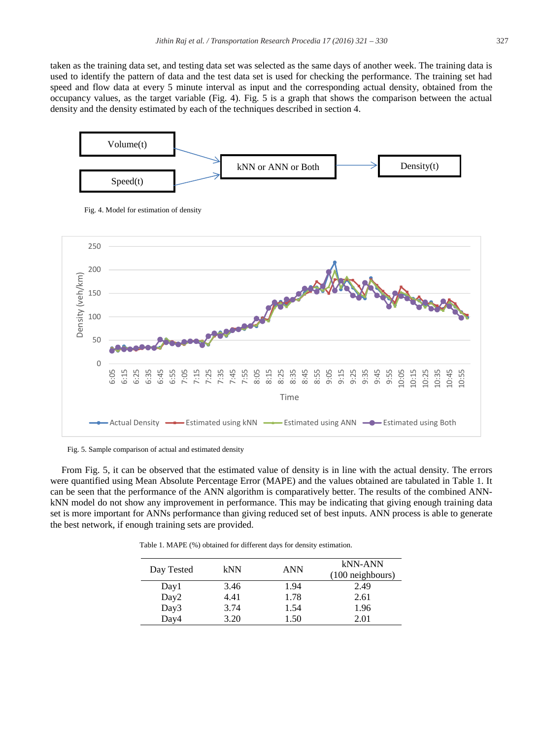taken as the training data set, and testing data set was selected as the same days of another week. The training data is used to identify the pattern of data and the test data set is used for checking the performance. The training set had speed and flow data at every 5 minute interval as input and the corresponding actual density, obtained from the occupancy values, as the target variable (Fig. 4). Fig. 5 is a graph that shows the comparison between the actual density and the density estimated by each of the techniques described in section 4.

Fig. 4. Model for estimation of density

Fig. 5. Sample comparison of actual and estimated density

From Fig. 5, it can be observed that the estimated value of density is in line with the actual density. The errors were quantified using Mean Absolute Percentage Error (MAPE) and the values obtained are tabulated in Table 1. It can be seen that the performance of the ANN algorithm is comparatively better. The results of the combined ANN-kNN model do not show any improvement in performance. This may be indicating that giving enough training data set is more important for ANNs performance than giving reduced set of best inputs. ANN process is able to generate the best network, if enough training sets are provided.

Table 1. MAPE (%) obtained for different days for density estimation.

| Day Tested | kNN | ANN | kNN-ANN (100 neighbours) |
|---|---|---|---|
| Day1 | 3.46 | 1.94 | 2.49 |
| Day2 | 4.41 | 1.78 | 2.61 |
| Day3 | 3.74 | 1.54 | 1.96 |
| Day4 | 3.20 | 1.50 | 2.01 |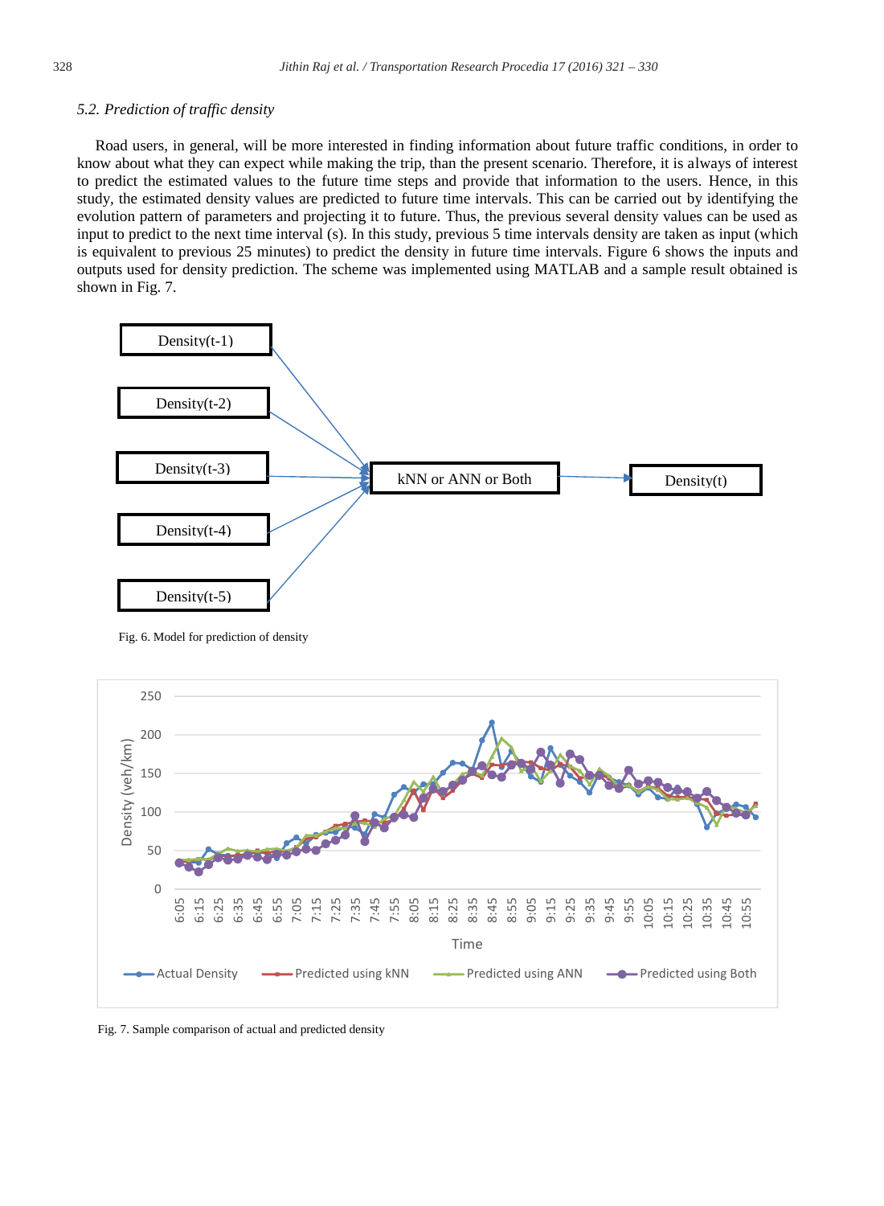### 5.2. Prediction of traffic density

Road users, in general, will be more interested in finding information about future traffic conditions, in order to know about what they can expect while making the trip, than the present scenario. Therefore, it is always of interest to predict the estimated values to the future time steps and provide that information to the users. Hence, in this study, the estimated density values are predicted to future time intervals. This can be carried out by identifying the evolution pattern of parameters and projecting it to future. Thus, the previous several density values can be used as input to predict to the next time interval (s). In this study, previous 5 time intervals density are taken as input (which is equivalent to previous 25 minutes) to predict the density in future time intervals. Figure 6 shows the inputs and outputs used for density prediction. The scheme was implemented using MATLAB and a sample result obtained is shown in Fig. 7.

Fig. 6. Model for prediction of density

Fig. 7. Sample comparison of actual and predicted density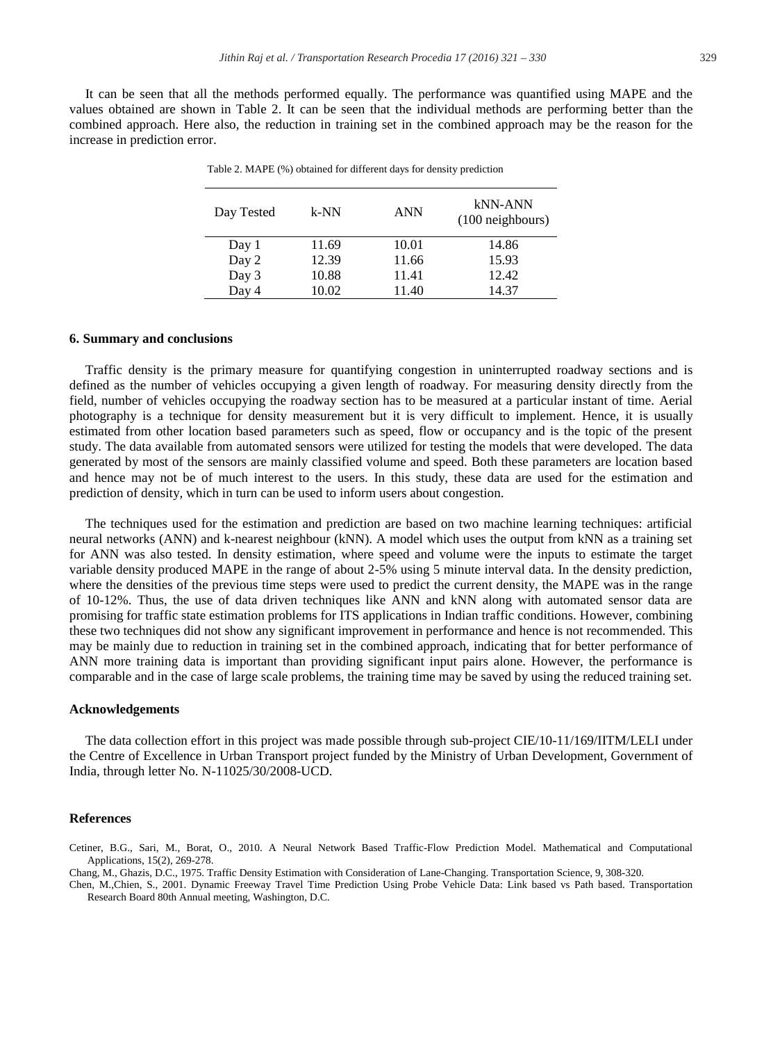It can be seen that all the methods performed equally. The performance was quantified using MAPE and the values obtained are shown in Table 2. It can be seen that the individual methods are performing better than the combined approach. Here also, the reduction in training set in the combined approach may be the reason for the increase in prediction error.

Table 2. MAPE (%) obtained for different days for density prediction

| Day Tested | k-NN | ANN | kNN-ANN (100 neighbours) |
|---|---|---|---|
| Day 1 | 11.69 | 10.01 | 14.86 |
| Day 2 | 12.39 | 11.66 | 15.93 |
| Day 3 | 10.88 | 11.41 | 12.42 |
| Day 4 | 10.02 | 11.40 | 14.37 |

## 6. Summary and conclusions

Traffic density is the primary measure for quantifying congestion in uninterrupted roadway sections and is defined as the number of vehicles occupying a given length of roadway. For measuring density directly from the field, number of vehicles occupying the roadway section has to be measured at a particular instant of time. Aerial photography is a technique for density measurement but it is very difficult to implement. Hence, it is usually estimated from other location based parameters such as speed, flow or occupancy and is the topic of the present study. The data available from automated sensors were utilized for testing the models that were developed. The data generated by most of the sensors are mainly classified volume and speed. Both these parameters are location based and hence may not be of much interest to the users. In this study, these data are used for the estimation and prediction of density, which in turn can be used to inform users about congestion.

The techniques used for the estimation and prediction are based on two machine learning techniques: artificial neural networks (ANN) and k-nearest neighbour (kNN). A model which uses the output from kNN as a training set for ANN was also tested. In density estimation, where speed and volume were the inputs to estimate the target variable density produced MAPE in the range of about 2-5% using 5 minute interval data. In the density prediction, where the densities of the previous time steps were used to predict the current density, the MAPE was in the range of 10-12%. Thus, the use of data driven techniques like ANN and kNN along with automated sensor data are promising for traffic state estimation problems for ITS applications in Indian traffic conditions. However, combining these two techniques did not show any significant improvement in performance and hence is not recommended. This may be mainly due to reduction in training set in the combined approach, indicating that for better performance of ANN more training data is important than providing significant input pairs alone. However, the performance is comparable and in the case of large scale problems, the training time may be saved by using the reduced training set.

## Acknowledgements

The data collection effort in this project was made possible through sub-project CIE/10-11/169/IITM/LELI under the Centre of Excellence in Urban Transport project funded by the Ministry of Urban Development, Government of India, through letter No. N-11025/30/2008-UCD.

## References

Cetiner, B.G., Sari, M., Borat, O., 2010. A Neural Network Based Traffic-Flow Prediction Model. Mathematical and Computational Applications, 15(2), 269-278.

Chang, M., Ghazis, D.C., 1975. Traffic Density Estimation with Consideration of Lane-Changing. Transportation Science, 9, 308-320.

Chen, M.,Chien, S., 2001. Dynamic Freeway Travel Time Prediction Using Probe Vehicle Data: Link based vs Path based. Transportation Research Board 80th Annual meeting, Washington, D.C.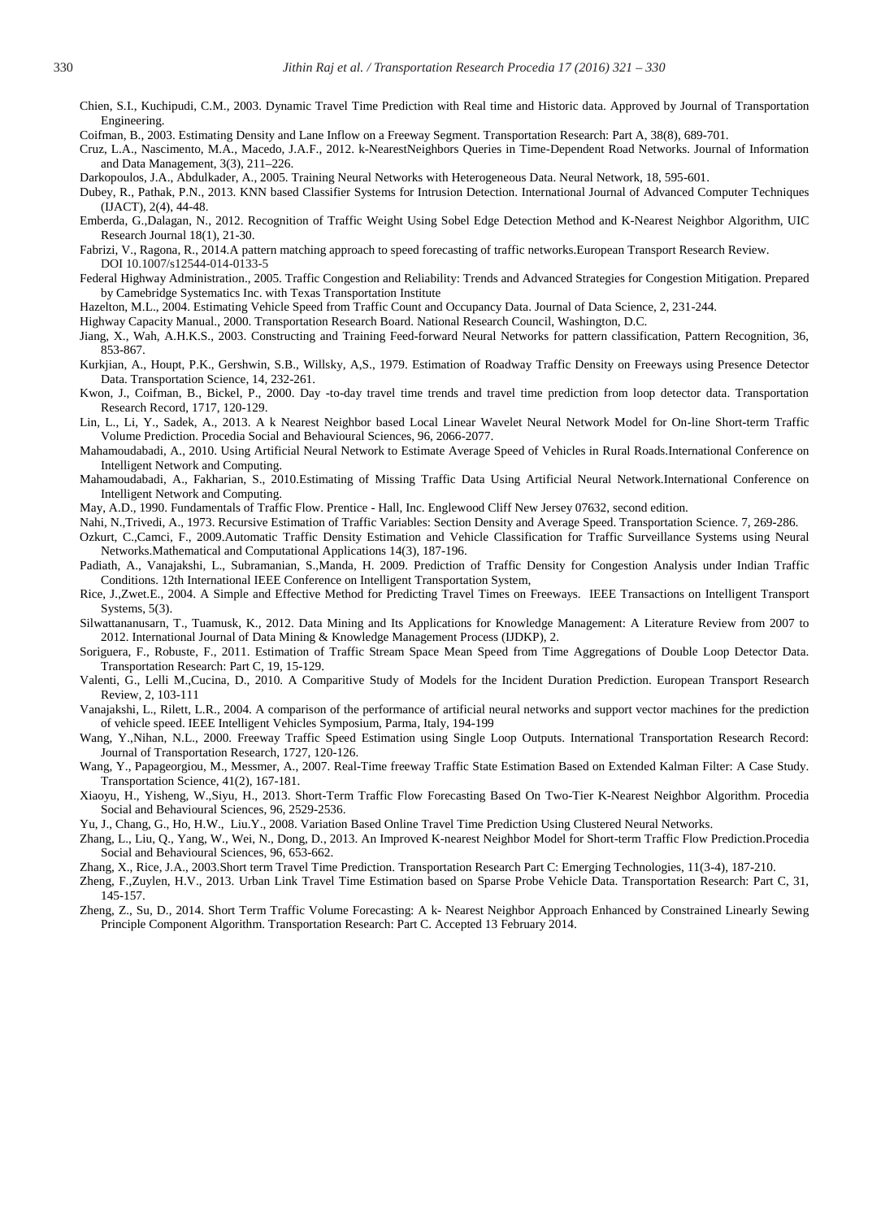Chien, S.I., Kuchipudi, C.M., 2003. Dynamic Travel Time Prediction with Real time and Historic data. Approved by Journal of Transportation Engineering.

Coifman, B., 2003. Estimating Density and Lane Inflow on a Freeway Segment. Transportation Research: Part A, 38(8), 689-701.

Cruz, L.A., Nascimento, M.A., Macedo, J.A.F., 2012. k-NearestNeighbors Queries in Time-Dependent Road Networks. Journal of Information and Data Management, 3(3), 211–226.

Darkopoulos, J.A., Abdulkader, A., 2005. Training Neural Networks with Heterogeneous Data. Neural Network, 18, 595-601.

Dubey, R., Pathak, P.N., 2013. KNN based Classifier Systems for Intrusion Detection. International Journal of Advanced Computer Techniques (IJACT), 2(4), 44-48.

Emberda, G.,Dalagan, N., 2012. Recognition of Traffic Weight Using Sobel Edge Detection Method and K-Nearest Neighbor Algorithm, UIC Research Journal 18(1), 21-30.

Fabrizi, V., Ragona, R., 2014.A pattern matching approach to speed forecasting of traffic networks.European Transport Research Review. DOI 10.1007/s12544-014-0133-5

Federal Highway Administration., 2005. Traffic Congestion and Reliability: Trends and Advanced Strategies for Congestion Mitigation. Prepared by Camebridge Systematics Inc. with Texas Transportation Institute

Hazelton, M.L., 2004. Estimating Vehicle Speed from Traffic Count and Occupancy Data. Journal of Data Science, 2, 231-244.

Highway Capacity Manual., 2000. Transportation Research Board. National Research Council, Washington, D.C.

Jiang, X., Wah, A.H.K.S., 2003. Constructing and Training Feed-forward Neural Networks for pattern classification, Pattern Recognition, 36, 853-867.

Kurkjian, A., Houpt, P.K., Gershwin, S.B., Willsky, A,S., 1979. Estimation of Roadway Traffic Density on Freeways using Presence Detector Data. Transportation Science, 14, 232-261.

Kwon, J., Coifman, B., Bickel, P., 2000. Day -to-day travel time trends and travel time prediction from loop detector data. Transportation Research Record, 1717, 120-129.

Lin, L., Li, Y., Sadek, A., 2013. A k Nearest Neighbor based Local Linear Wavelet Neural Network Model for On-line Short-term Traffic Volume Prediction. Procedia Social and Behavioural Sciences, 96, 2066-2077.

Mahamoudabadi, A., 2010. Using Artificial Neural Network to Estimate Average Speed of Vehicles in Rural Roads.International Conference on Intelligent Network and Computing.

Mahamoudabadi, A., Fakharian, S., 2010.Estimating of Missing Traffic Data Using Artificial Neural Network.International Conference on Intelligent Network and Computing.

May, A.D., 1990. Fundamentals of Traffic Flow. Prentice - Hall, Inc. Englewood Cliff New Jersey 07632, second edition.

Nahi, N.,Trivedi, A., 1973. Recursive Estimation of Traffic Variables: Section Density and Average Speed. Transportation Science. 7, 269-286.

Ozkurt, C.,Camci, F., 2009.Automatic Traffic Density Estimation and Vehicle Classification for Traffic Surveillance Systems using Neural Networks.Mathematical and Computational Applications 14(3), 187-196.

Padiath, A., Vanajakshi, L., Subramanian, S.,Manda, H. 2009. Prediction of Traffic Density for Congestion Analysis under Indian Traffic Conditions. 12th International IEEE Conference on Intelligent Transportation System,

Rice, J.,Zwet.E., 2004. A Simple and Effective Method for Predicting Travel Times on Freeways. IEEE Transactions on Intelligent Transport Systems, 5(3).

Silwattananusarn, T., Tuamusk, K., 2012. Data Mining and Its Applications for Knowledge Management: A Literature Review from 2007 to 2012. International Journal of Data Mining & Knowledge Management Process (IJDKP), 2.

Soriguera, F., Robuste, F., 2011. Estimation of Traffic Stream Space Mean Speed from Time Aggregations of Double Loop Detector Data. Transportation Research: Part C, 19, 15-129.

Valenti, G., Lelli M.,Cucina, D., 2010. A Comparitive Study of Models for the Incident Duration Prediction. European Transport Research Review, 2, 103-111

Vanajakshi, L., Rilett, L.R., 2004. A comparison of the performance of artificial neural networks and support vector machines for the prediction of vehicle speed. IEEE Intelligent Vehicles Symposium, Parma, Italy, 194-199

Wang, Y.,Nihan, N.L., 2000. Freeway Traffic Speed Estimation using Single Loop Outputs. International Transportation Research Record: Journal of Transportation Research, 1727, 120-126.

Wang, Y., Papageorgiou, M., Messmer, A., 2007. Real-Time freeway Traffic State Estimation Based on Extended Kalman Filter: A Case Study. Transportation Science, 41(2), 167-181.

Xiaoyu, H., Yisheng, W.,Siyu, H., 2013. Short-Term Traffic Flow Forecasting Based On Two-Tier K-Nearest Neighbor Algorithm. Procedia Social and Behavioural Sciences, 96, 2529-2536.

Yu, J., Chang, G., Ho, H.W., Liu.Y., 2008. Variation Based Online Travel Time Prediction Using Clustered Neural Networks.

Zhang, L., Liu, Q., Yang, W., Wei, N., Dong, D., 2013. An Improved K-nearest Neighbor Model for Short-term Traffic Flow Prediction.Procedia Social and Behavioural Sciences, 96, 653-662.

Zhang, X., Rice, J.A., 2003.Short term Travel Time Prediction. Transportation Research Part C: Emerging Technologies, 11(3-4), 187-210.

Zheng, F.,Zuylen, H.V., 2013. Urban Link Travel Time Estimation based on Sparse Probe Vehicle Data. Transportation Research: Part C, 31, 145-157.

Zheng, Z., Su, D., 2014. Short Term Traffic Volume Forecasting: A k- Nearest Neighbor Approach Enhanced by Constrained Linearly Sewing Principle Component Algorithm. Transportation Research: Part C. Accepted 13 February 2014.